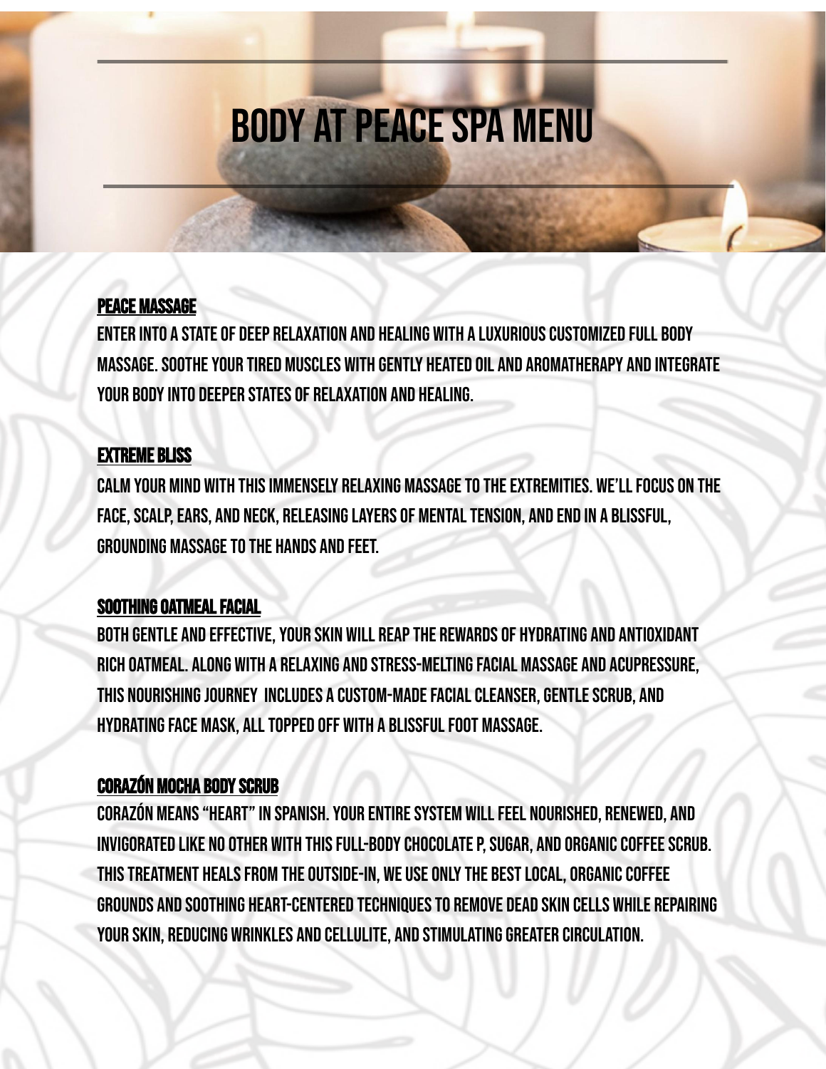# BODY AT PEACE SPA MENU

## PEACE MASSAGE

ENTER INTO A STATE OF DEEP RELAXATION AND HEALING WITH A LUXURIOUS CUSTOMIZED FULL BODY MASSAGE. SOOTHE YOUR TIRED MUSCLES WITH GENTLY HEATED OIL AND AROMATHERAPY AND INTEGRATE YOUR BODY INTO DEEPER STATES OF RELAXATION AND HEALING.

## EXTREME BLISS

CALM YOUR MIND WITH THIS IMMENSELY RELAXING MASSAGE TO THE EXTREMITIES. WE'LL FOCUS ON THE FACE, SCALP, EARS, AND NECK, RELEASING LAYERS OF MENTAL TENSION, AND END IN A BLISSFUL, GROUNDING MASSAGE TO THE HANDS AND FEET.

## SOOTHING OATMEAL FACIAL

BOTH GENTLE AND EFFECTIVE, YOUR SKIN WILL REAP THE REWARDS OF HYDRATING AND ANTIOXIDANT RICH OATMEAL. ALONG WITH A RELAXING AND STRESS-MELTING FACIAL MASSAGE AND ACUPRESSURE, THIS NOURISHING JOURNEY INCLUDES A CUSTOM-MADE FACIAL CLEANSER, GENTLE SCRUB, AND HYDRATING FACE MASK, ALL TOPPED OFF WITH A BLISSFUL FOOT MASSAGE.

## CORAZÓN MOCHA BODY SCRUB

CORAZÓN MEANS "HEART" IN SPANISH. YOUR ENTIRE SYSTEM WILL FEEL NOURISHED, RENEWED, AND INVIGORATED LIKE NO OTHER WITH THIS FULL-BODY CHOCOLATE P, SUGAR, AND ORGANIC COFFEE SCRUB. THIS TREATMENT HEALS FROM THE OUTSIDE-IN, WE USE ONLY THE BEST LOCAL, ORGANIC COFFEE GROUNDS AND SOOTHING HEART-CENTERED TECHNIQUES TO REMOVE DEAD SKIN CELLS WHILE REPAIRING YOUR SKIN, REDUCING WRINKLES AND CELLULITE, AND STIMULATING GREATER CIRCULATION.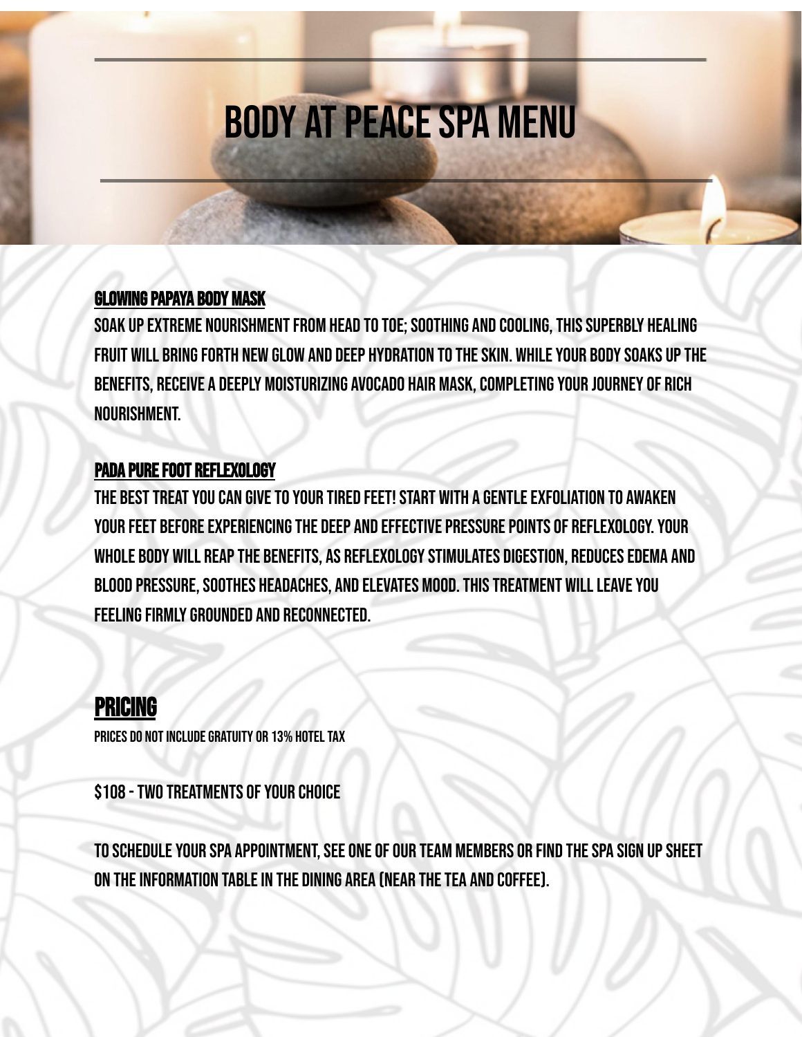# BODY AT PEACE SPA MENU

### GLOWING PAPAYA BODY MASK

SOAK UP EXTREME NOURISHMENT FROM HEAD TO TOE; SOOTHING AND COOLING, THIS SUPERBLY HEALING FRUIT WILL BRING FORTH NEW GLOW AND DEEP HYDRATION TO THE SKIN. WHILE YOUR BODY SOAKS UP THE BENEFITS, RECEIVE A DEEPLY MOISTURIZING AVOCADO HAIR MASK, COMPLETING YOUR JOURNEY OF RICH NOURISHMENT.

### PADA PURE FOOT REFLEXOLOGY

THE BEST TREAT YOU CAN GIVE TO YOUR TIRED FEET! START WITH A GENTLE EXFOLIATION TO AWAKEN YOUR FEET BEFORE EXPERIENCING THE DEEP AND EFFECTIVE PRESSURE POINTS OF REFLEXOLOGY. YOUR WHOLE BODY WILL REAP THE BENEFITS, AS REFLEXOLOGY STIMULATES DIGESTION, REDUCES EDEMA AND BLOOD PRESSURE, SOOTHES HEADACHES, AND ELEVATES MOOD. THIS TREATMENT WILL LEAVE YOU FEELING FIRMLY GROUNDED AND RECONNECTED.

## PRICING

PRICES DO NOT INCLUDE GRATUITY OR 13% HOTEL TAX

$108 - TWO TREATMENTS OF YOUR CHOICE

TO SCHEDULE YOUR SPA APPOINTMENT, SEE ONE OF OUR TEAM MEMBERS OR FIND THE SPA SIGN UP SHEET ON THE INFORMATION TABLE IN THE DINING AREA (NEAR THE TEA AND COFFEE).